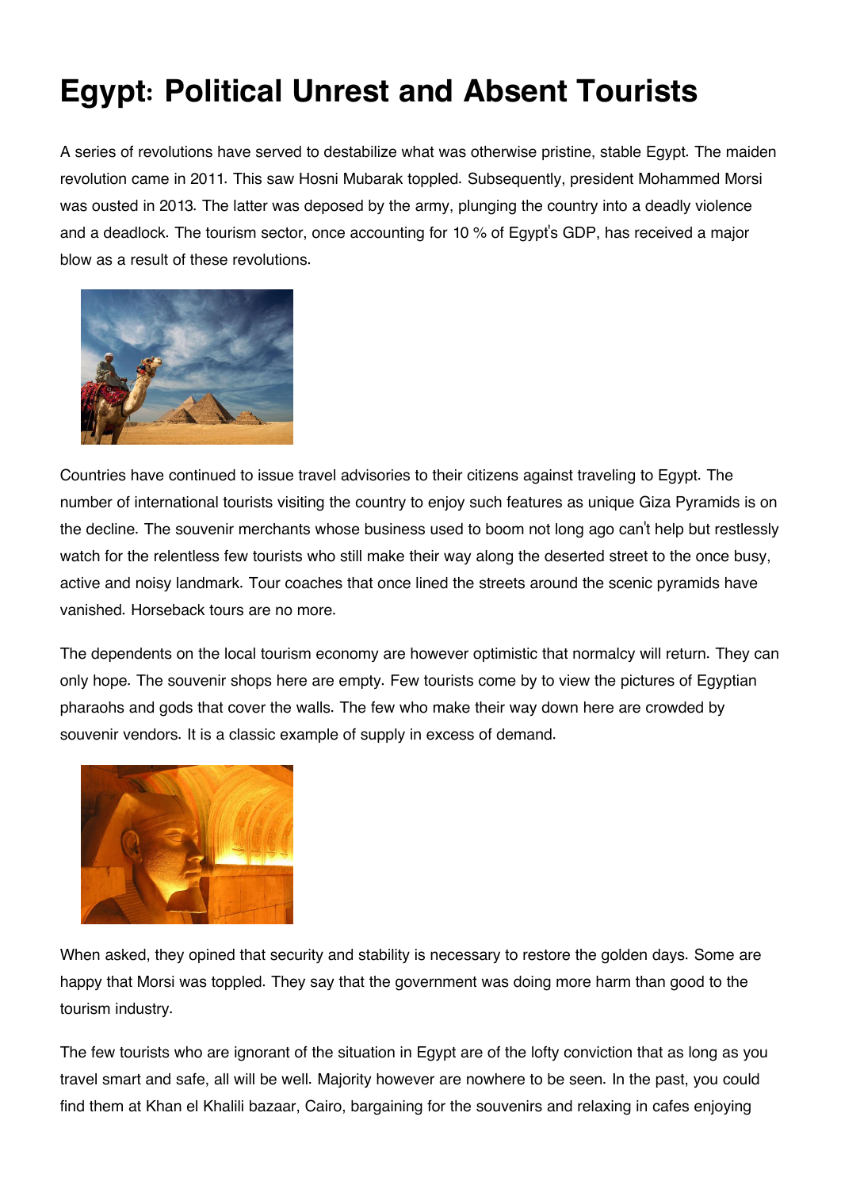# Egypt: Political Unrest and Absent Tourists

A series of revolutions have served to destabilize what was otherwise pristine, stable Egypt. The maiden revolution came in 2011. This saw Hosni Mubarak toppled. Subsequently, president Mohammed Morsi was ousted in 2013. The latter was deposed by the army, plunging the country into a deadly violence and a deadlock. The tourism sector, once accounting for 10 % of Egypt's GDP, has received a major blow as a result of these revolutions.

Countries have continued to issue travel advisories to their citizens against traveling to Egypt. The number of international tourists visiting the country to enjoy such features as unique Giza Pyramids is on the decline. The souvenir merchants whose business used to boom not long ago can't help but restlessly watch for the relentless few tourists who still make their way along the deserted street to the once busy, active and noisy landmark. Tour coaches that once lined the streets around the scenic pyramids have vanished. Horseback tours are no more.

The dependents on the local tourism economy are however optimistic that normalcy will return. They can only hope. The souvenir shops here are empty. Few tourists come by to view the pictures of Egyptian pharaohs and gods that cover the walls. The few who make their way down here are crowded by souvenir vendors. It is a classic example of supply in excess of demand.

When asked, they opined that security and stability is necessary to restore the golden days. Some are happy that Morsi was toppled. They say that the government was doing more harm than good to the tourism industry.

The few tourists who are ignorant of the situation in Egypt are of the lofty conviction that as long as you travel smart and safe, all will be well. Majority however are nowhere to be seen. In the past, you could find them at Khan el Khalili bazaar, Cairo, bargaining for the souvenirs and relaxing in cafes enjoying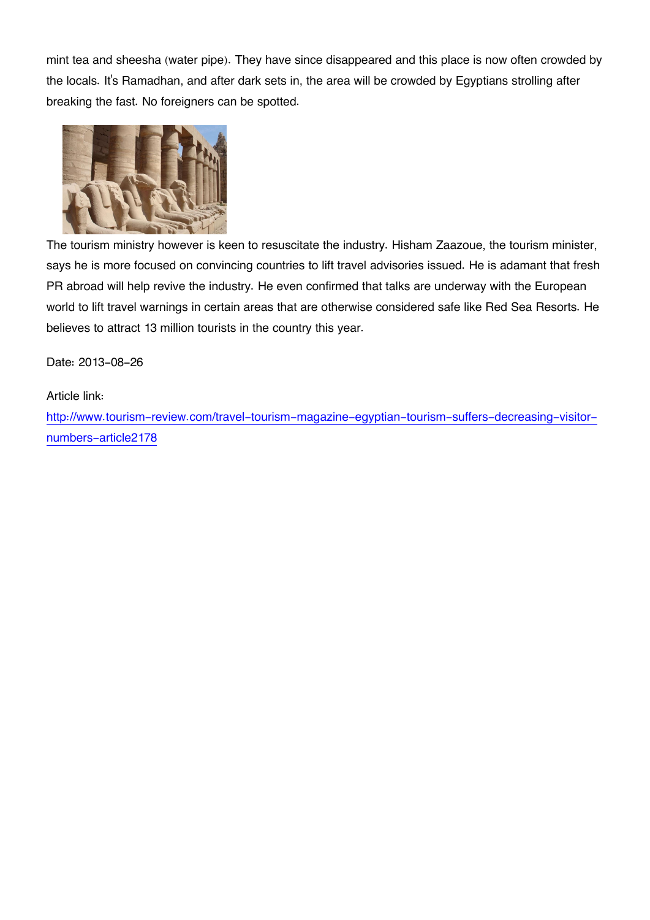mint tea and sheesha (water pipe). They have since disappeared and this place is now often crowded by the locals. It's Ramadhan, and after dark sets in, the area will be crowded by Egyptians strolling after breaking the fast. No foreigners can be spotted.

The tourism ministry however is keen to resuscitate the industry. Hisham Zaazoue, the tourism minister, says he is more focused on convincing countries to lift travel advisories issued. He is adamant that fresh PR abroad will help revive the industry. He even confirmed that talks are underway with the European world to lift travel warnings in certain areas that are otherwise considered safe like Red Sea Resorts. He believes to attract 13 million tourists in the country this year.

Date: 2013-08-26

Article link:
[http://www.tourism-review.com/travel-tourism-magazine-egyptian-tourism-suffers-decreasing-visitor-numbers-article2178](http://www.tourism-review.com/travel-tourism-magazine-egyptian-tourism-suffers-decreasing-visitor-numbers-article2178)